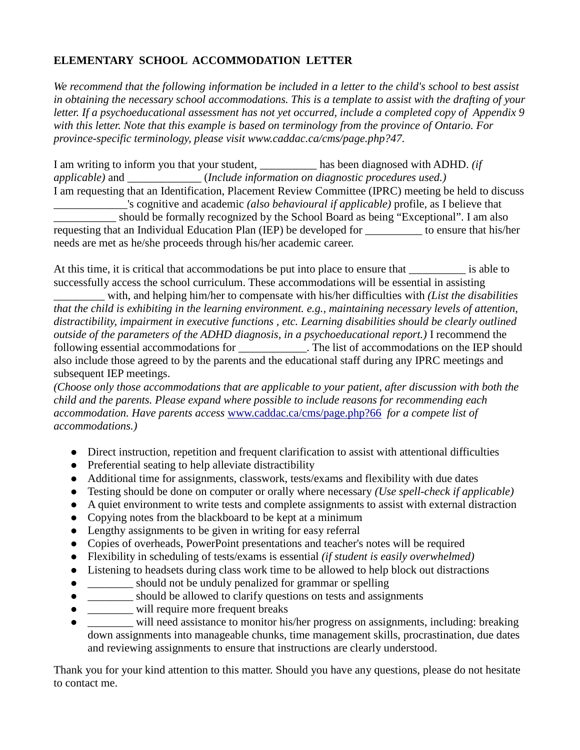# ELEMENTARY SCHOOL ACCOMMODATION LETTER

*We recommend that the following information be included in a letter to the child's school to best assist in obtaining the necessary school accommodations. This is a template to assist with the drafting of your letter. If a psychoeducational assessment has not yet occurred, include a completed copy of Appendix 9 with this letter. Note that this example is based on terminology from the province of Ontario. For province-specific terminology, please visit www.caddac.ca/cms/page.php?47.*

I am writing to inform you that your student, __________ has been diagnosed with ADHD. *(if applicable)* and _____________ (*Include information on diagnostic procedures used.)*
I am requesting that an Identification, Placement Review Committee (IPRC) meeting be held to discuss _____________'s cognitive and academic *(also behavioural if applicable)* profile, as I believe that ___________ should be formally recognized by the School Board as being "Exceptional". I am also requesting that an Individual Education Plan (IEP) be developed for __________ to ensure that his/her needs are met as he/she proceeds through his/her academic career.

At this time, it is critical that accommodations be put into place to ensure that __________ is able to successfully access the school curriculum. These accommodations will be essential in assisting _________ with, and helping him/her to compensate with his/her difficulties with *(List the disabilities that the child is exhibiting in the learning environment. e.g., maintaining necessary levels of attention, distractibility, impairment in executive functions , etc. Learning disabilities should be clearly outlined outside of the parameters of the ADHD diagnosis, in a psychoeducational report.)* I recommend the following essential accommodations for ____________. The list of accommodations on the IEP should also include those agreed to by the parents and the educational staff during any IPRC meetings and subsequent IEP meetings.
*(Choose only those accommodations that are applicable to your patient, after discussion with both the child and the parents. Please expand where possible to include reasons for recommending each accommodation. Have parents access* [www.caddac.ca/cms/page.php?66](www.caddac.ca/cms/page.php?66) *for a compete list of accommodations.)*

- Direct instruction, repetition and frequent clarification to assist with attentional difficulties
- Preferential seating to help alleviate distractibility
- Additional time for assignments, classwork, tests/exams and flexibility with due dates
- Testing should be done on computer or orally where necessary *(Use spell-check if applicable)*
- A quiet environment to write tests and complete assignments to assist with external distraction
- Copying notes from the blackboard to be kept at a minimum
- Lengthy assignments to be given in writing for easy referral
- Copies of overheads, PowerPoint presentations and teacher's notes will be required
- Flexibility in scheduling of tests/exams is essential *(if student is easily overwhelmed)*
- Listening to headsets during class work time to be allowed to help block out distractions
- ________ should not be unduly penalized for grammar or spelling
- ________ should be allowed to clarify questions on tests and assignments
- ________ will require more frequent breaks
- ________ will need assistance to monitor his/her progress on assignments, including: breaking down assignments into manageable chunks, time management skills, procrastination, due dates and reviewing assignments to ensure that instructions are clearly understood.

Thank you for your kind attention to this matter. Should you have any questions, please do not hesitate to contact me.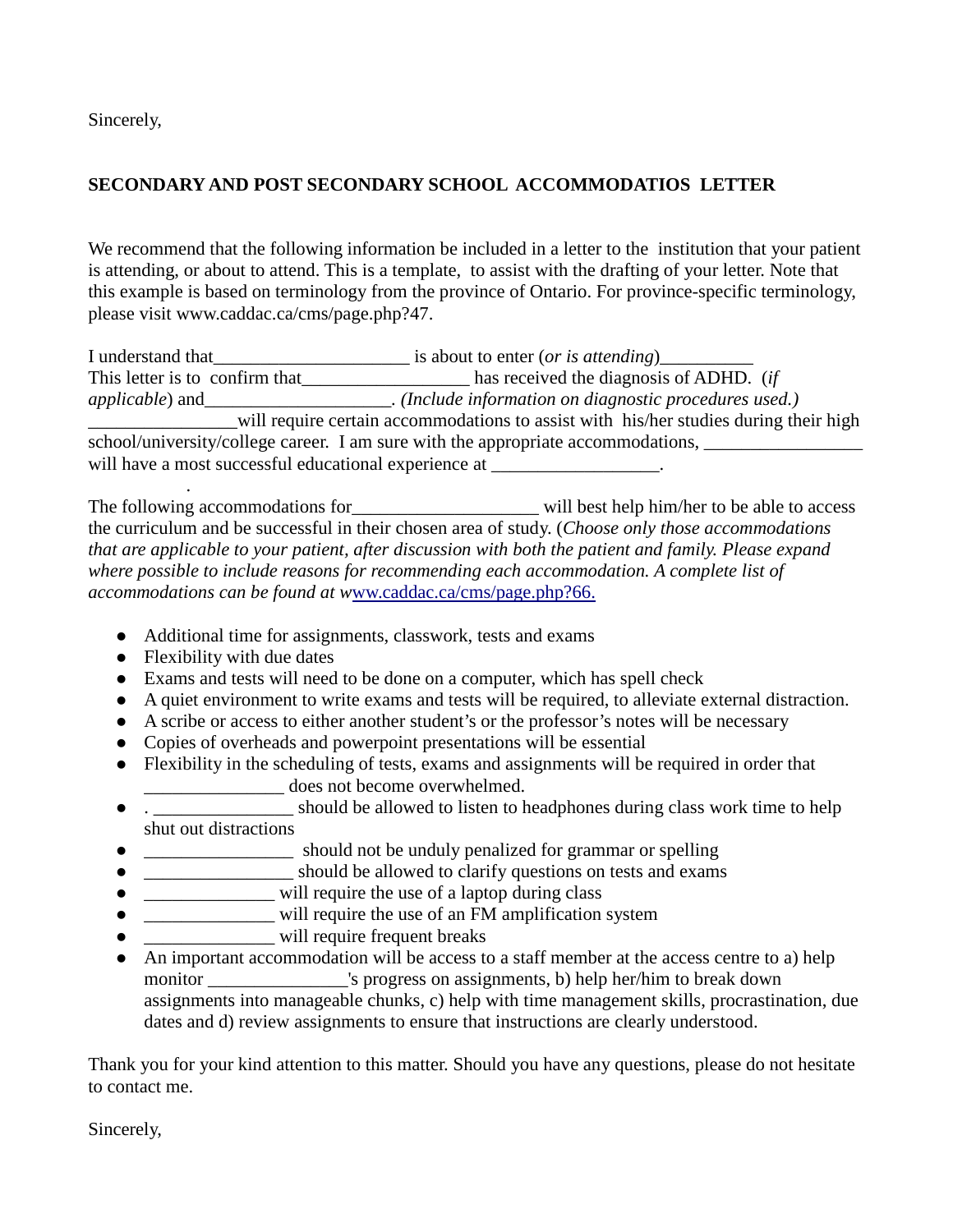Sincerely,

**SECONDARY AND POST SECONDARY SCHOOL ACCOMMODATIOS LETTER**

We recommend that the following information be included in a letter to the institution that your patient is attending, or about to attend. This is a template, to assist with the drafting of your letter. Note that this example is based on terminology from the province of Ontario. For province-specific terminology, please visit www.caddac.ca/cms/page.php?47.

I understand that_____________________ is about to enter (*or is attending*)__________
This letter is to confirm that__________________ has received the diagnosis of ADHD. (*if applicable*) and____________________. *(Include information on diagnostic procedures used.)*
________________will require certain accommodations to assist with his/her studies during their high school/university/college career. I am sure with the appropriate accommodations, _________________ will have a most successful educational experience at __________________.
.

The following accommodations for____________________ will best help him/her to be able to access the curriculum and be successful in their chosen area of study. (*Choose only those accommodations that are applicable to your patient, after discussion with both the patient and family. Please expand where possible to include reasons for recommending each accommodation. A complete list of accommodations can be found at w*ww.caddac.ca/cms/page.php?66.

- Additional time for assignments, classwork, tests and exams
- Flexibility with due dates
- Exams and tests will need to be done on a computer, which has spell check
- A quiet environment to write exams and tests will be required, to alleviate external distraction.
- A scribe or access to either another student's or the professor's notes will be necessary
- Copies of overheads and powerpoint presentations will be essential
- Flexibility in the scheduling of tests, exams and assignments will be required in order that _______________ does not become overwhelmed.
- . _______________ should be allowed to listen to headphones during class work time to help shut out distractions
- ________________ should not be unduly penalized for grammar or spelling
- ________________ should be allowed to clarify questions on tests and exams
- ______________ will require the use of a laptop during class
- ______________ will require the use of an FM amplification system
- ______________ will require frequent breaks
- An important accommodation will be access to a staff member at the access centre to a) help monitor _______________'s progress on assignments, b) help her/him to break down assignments into manageable chunks, c) help with time management skills, procrastination, due dates and d) review assignments to ensure that instructions are clearly understood.

Thank you for your kind attention to this matter. Should you have any questions, please do not hesitate to contact me.

Sincerely,